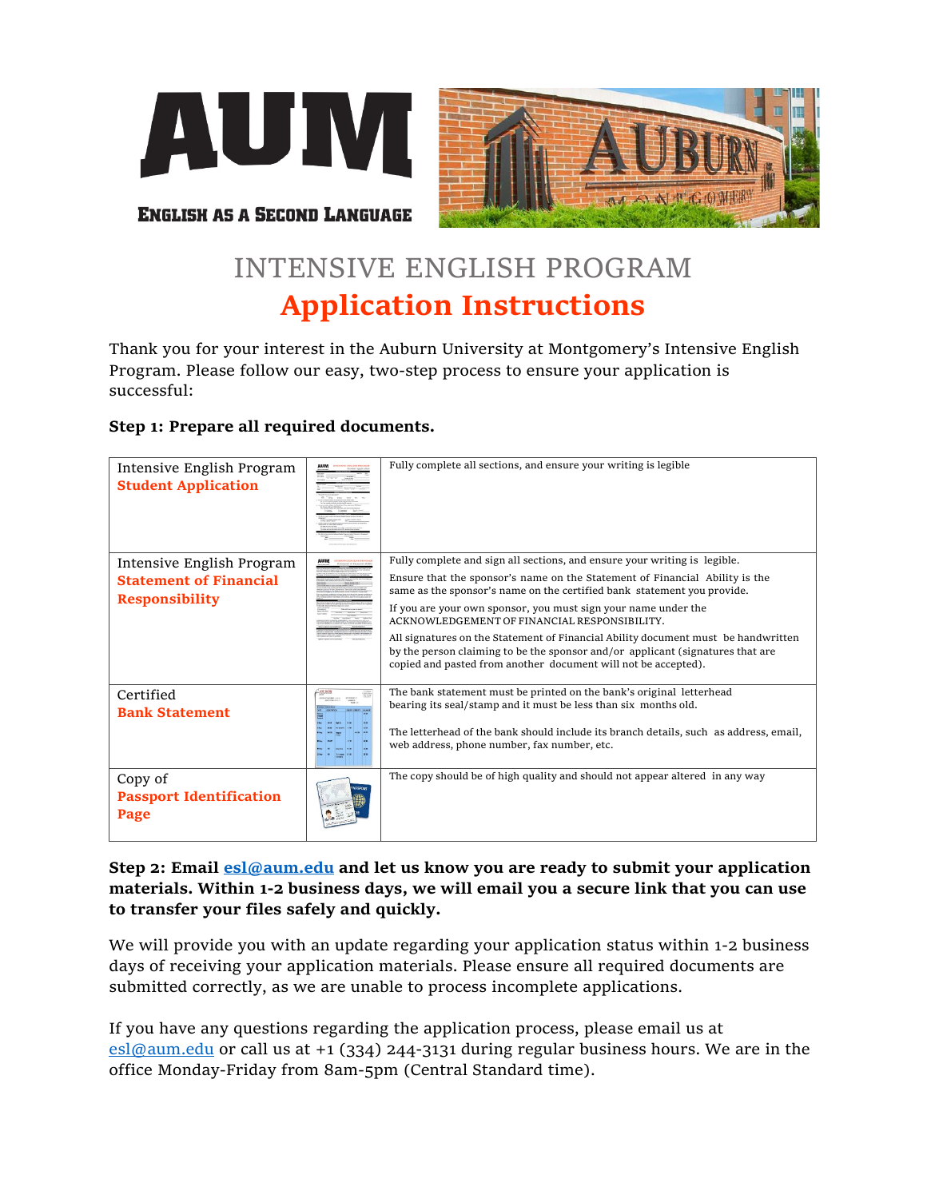# AUM

ENGLISH AS A SECOND LANGUAGE

## INTENSIVE ENGLISH PROGRAM

## Application Instructions

Thank you for your interest in the Auburn University at Montgomery's Intensive English Program. Please follow our easy, two-step process to ensure your application is successful:

**Step 1: Prepare all required documents.**

| Document | | Instructions |
|---|---|---|
| Intensive English Program **Student Application** | | Fully complete all sections, and ensure your writing is legible |
| Intensive English Program **Statement of Financial Responsibility** | | Fully complete and sign all sections, and ensure your writing is legible.<br>Ensure that the sponsor's name on the Statement of Financial Ability is the same as the sponsor's name on the certified bank statement you provide.<br>If you are your own sponsor, you must sign your name under the ACKNOWLEDGEMENT OF FINANCIAL RESPONSIBILITY.<br>All signatures on the Statement of Financial Ability document must be handwritten by the person claiming to be the sponsor and/or applicant (signatures that are copied and pasted from another document will not be accepted). |
| Certified **Bank Statement** | | The bank statement must be printed on the bank's original letterhead bearing its seal/stamp and it must be less than six months old.<br>The letterhead of the bank should include its branch details, such as address, email, web address, phone number, fax number, etc. |
| Copy of **Passport Identification Page** | | The copy should be of high quality and should not appear altered in any way |

**Step 2: Email esl@aum.edu and let us know you are ready to submit your application materials. Within 1-2 business days, we will email you a secure link that you can use to transfer your files safely and quickly.**

We will provide you with an update regarding your application status within 1-2 business days of receiving your application materials. Please ensure all required documents are submitted correctly, as we are unable to process incomplete applications.

If you have any questions regarding the application process, please email us at esl@aum.edu or call us at +1 (334) 244-3131 during regular business hours. We are in the office Monday-Friday from 8am-5pm (Central Standard time).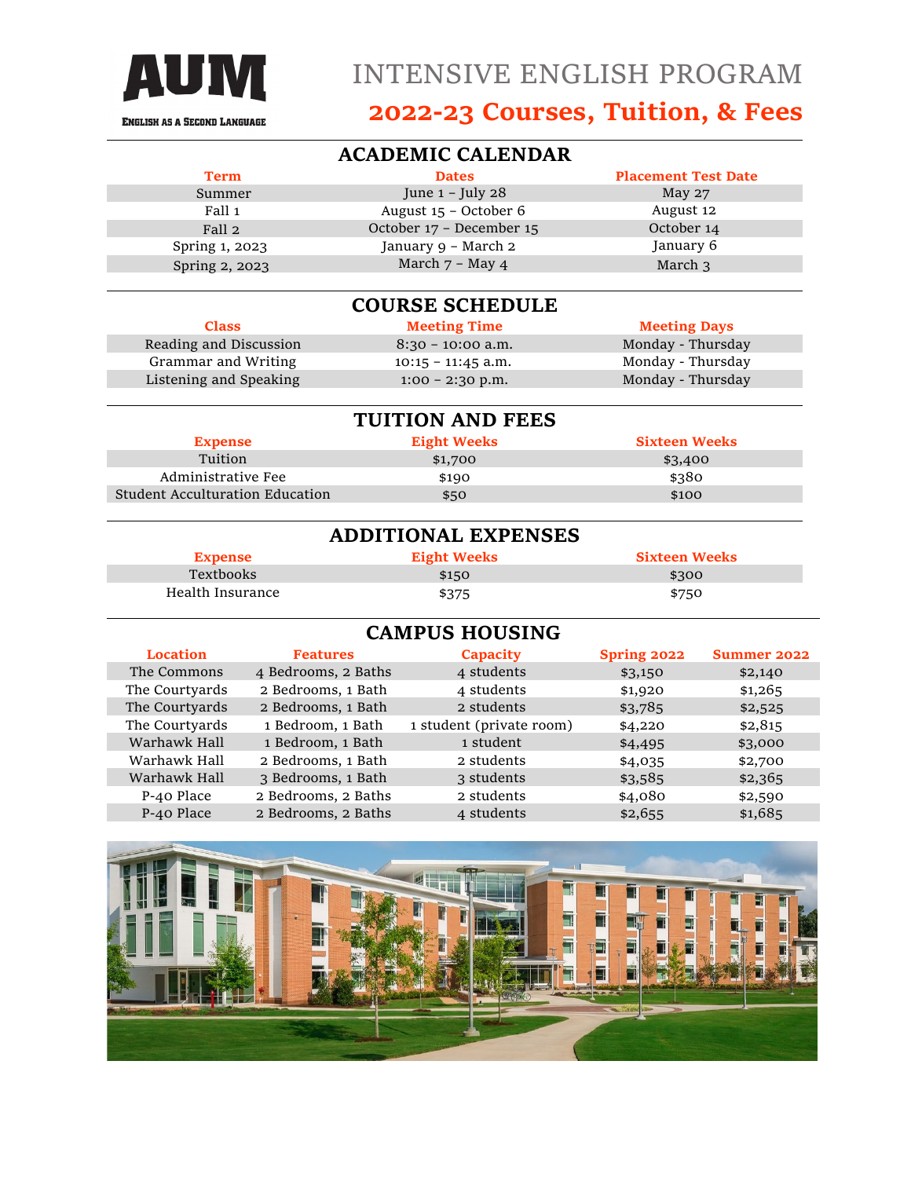AUM

English as a Second Language

# INTENSIVE ENGLISH PROGRAM

## 2022-23 Courses, Tuition, & Fees

### ACADEMIC CALENDAR

| Term | Dates | Placement Test Date |
|---|---|---|
| Summer | June 1 – July 28 | May 27 |
| Fall 1 | August 15 – October 6 | August 12 |
| Fall 2 | October 17 – December 15 | October 14 |
| Spring 1, 2023 | January 9 – March 2 | January 6 |
| Spring 2, 2023 | March 7 – May 4 | March 3 |

### COURSE SCHEDULE

| Class | Meeting Time | Meeting Days |
|---|---|---|
| Reading and Discussion | 8:30 – 10:00 a.m. | Monday - Thursday |
| Grammar and Writing | 10:15 – 11:45 a.m. | Monday - Thursday |
| Listening and Speaking | 1:00 – 2:30 p.m. | Monday - Thursday |

### TUITION AND FEES

| Expense | Eight Weeks | Sixteen Weeks |
|---|---|---|
| Tuition | $1,700 | $3,400 |
| Administrative Fee | $190 | $380 |
| Student Acculturation Education | $50 | $100 |

### ADDITIONAL EXPENSES

| Expense | Eight Weeks | Sixteen Weeks |
|---|---|---|
| Textbooks | $150 | $300 |
| Health Insurance | $375 | $750 |

### CAMPUS HOUSING

| Location | Features | Capacity | Spring 2022 | Summer 2022 |
|---|---|---|---|---|
| The Commons | 4 Bedrooms, 2 Baths | 4 students | $3,150 | $2,140 |
| The Courtyards | 2 Bedrooms, 1 Bath | 4 students | $1,920 | $1,265 |
| The Courtyards | 2 Bedrooms, 1 Bath | 2 students | $3,785 | $2,525 |
| The Courtyards | 1 Bedroom, 1 Bath | 1 student (private room) | $4,220 | $2,815 |
| Warhawk Hall | 1 Bedroom, 1 Bath | 1 student | $4,495 | $3,000 |
| Warhawk Hall | 2 Bedrooms, 1 Bath | 2 students | $4,035 | $2,700 |
| Warhawk Hall | 3 Bedrooms, 1 Bath | 3 students | $3,585 | $2,365 |
| P-40 Place | 2 Bedrooms, 2 Baths | 2 students | $4,080 | $2,590 |
| P-40 Place | 2 Bedrooms, 2 Baths | 4 students | $2,655 | $1,685 |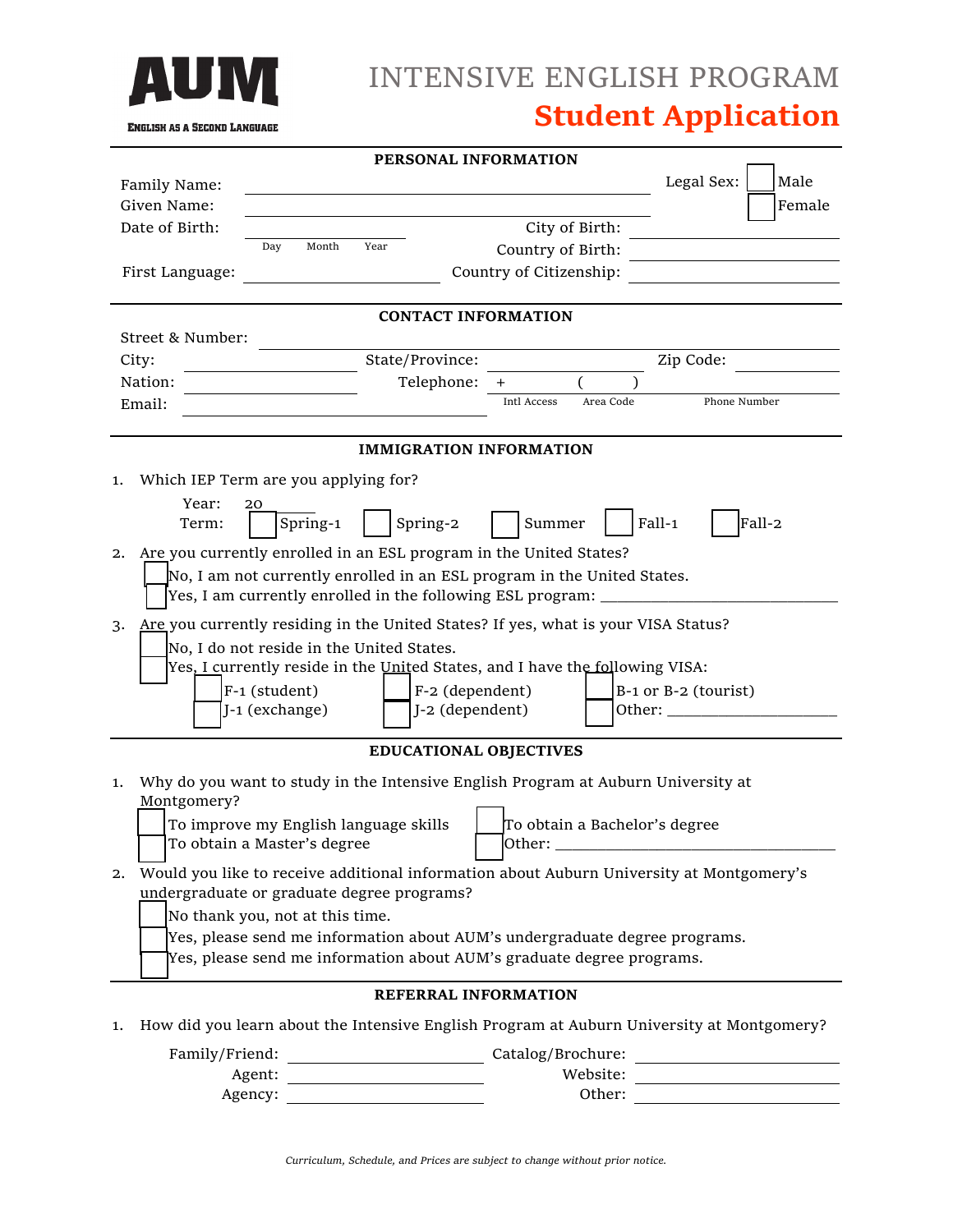**AUM**

ENGLISH AS A SECOND LANGUAGE

# INTENSIVE ENGLISH PROGRAM
## Student Application

### PERSONAL INFORMATION

Family Name: ______________________ Legal Sex: ☐ Male ☐ Female

Given Name: ______________________

Date of Birth: ______________________ (Day Month Year) City of Birth: ______________________

Country of Birth: ______________________

First Language: ______________________ Country of Citizenship: ______________________

### CONTACT INFORMATION

Street & Number: ______________________

City: ______________________ State/Province: ______________________ Zip Code: ______________________

Nation: ______________________ Telephone: + ______ ( ______ ) ______________________ (Intl Access, Area Code, Phone Number)

Email: ______________________

### IMMIGRATION INFORMATION

1. Which IEP Term are you applying for?

   Year: 20______

   Term: ☐ Spring-1 ☐ Spring-2 ☐ Summer ☐ Fall-1 ☐ Fall-2

2. Are you currently enrolled in an ESL program in the United States?

   ☐ No, I am not currently enrolled in an ESL program in the United States.
   ☐ Yes, I am currently enrolled in the following ESL program: ______________________

3. Are you currently residing in the United States? If yes, what is your VISA Status?

   ☐ No, I do not reside in the United States.
   ☐ Yes, I currently reside in the United States, and I have the following VISA:

   ☐ F-1 (student) ☐ F-2 (dependent) ☐ B-1 or B-2 (tourist)
   ☐ J-1 (exchange) ☐ J-2 (dependent) ☐ Other: ______________________

### EDUCATIONAL OBJECTIVES

1. Why do you want to study in the Intensive English Program at Auburn University at Montgomery?

   ☐ To improve my English language skills ☐ To obtain a Bachelor's degree
   ☐ To obtain a Master's degree ☐ Other: ______________________

2. Would you like to receive additional information about Auburn University at Montgomery's undergraduate or graduate degree programs?

   ☐ No thank you, not at this time.
   ☐ Yes, please send me information about AUM's undergraduate degree programs.
   ☐ Yes, please send me information about AUM's graduate degree programs.

### REFERRAL INFORMATION

1. How did you learn about the Intensive English Program at Auburn University at Montgomery?

   Family/Friend: ______________________ Catalog/Brochure: ______________________

   Agent: ______________________ Website: ______________________

   Agency: ______________________ Other: ______________________

*Curriculum, Schedule, and Prices are subject to change without prior notice.*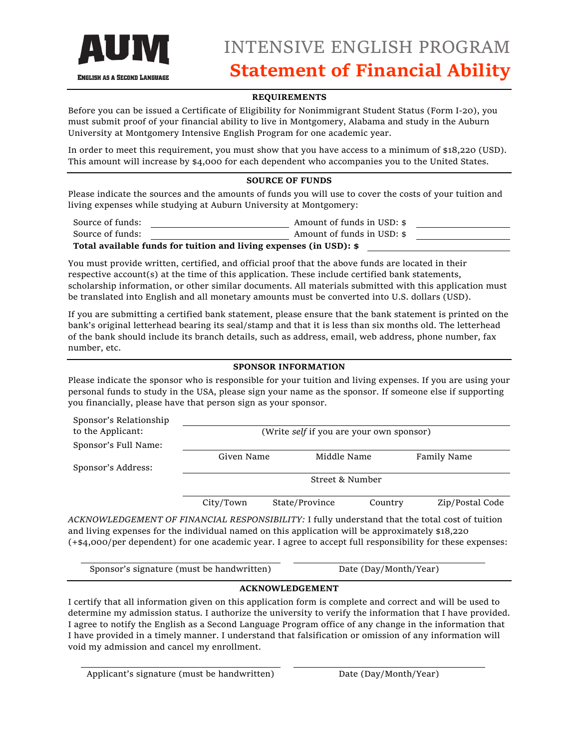**AUM**

**English as a Second Language**

# INTENSIVE ENGLISH PROGRAM

# Statement of Financial Ability

## REQUIREMENTS

Before you can be issued a Certificate of Eligibility for Nonimmigrant Student Status (Form I-20), you must submit proof of your financial ability to live in Montgomery, Alabama and study in the Auburn University at Montgomery Intensive English Program for one academic year.

In order to meet this requirement, you must show that you have access to a minimum of $18,220 (USD). This amount will increase by $4,000 for each dependent who accompanies you to the United States.

## SOURCE OF FUNDS

Please indicate the sources and the amounts of funds you will use to cover the costs of your tuition and living expenses while studying at Auburn University at Montgomery:

Source of funds: ______________________ Amount of funds in USD: $ ______________

Source of funds: ______________________ Amount of funds in USD: $ ______________

**Total available funds for tuition and living expenses (in USD): $** ______________

You must provide written, certified, and official proof that the above funds are located in their respective account(s) at the time of this application. These include certified bank statements, scholarship information, or other similar documents. All materials submitted with this application must be translated into English and all monetary amounts must be converted into U.S. dollars (USD).

If you are submitting a certified bank statement, please ensure that the bank statement is printed on the bank's original letterhead bearing its seal/stamp and that it is less than six months old. The letterhead of the bank should include its branch details, such as address, email, web address, phone number, fax number, etc.

## SPONSOR INFORMATION

Please indicate the sponsor who is responsible for your tuition and living expenses. If you are using your personal funds to study in the USA, please sign your name as the sponsor. If someone else if supporting you financially, please have that person sign as your sponsor.

Sponsor's Relationship to the Applicant: ______________________
(Write *self* if you are your own sponsor)

Sponsor's Full Name: ______________________
Given Name Middle Name Family Name

Sponsor's Address: ______________________
Street & Number

______________________
City/Town State/Province Country Zip/Postal Code

*ACKNOWLEDGEMENT OF FINANCIAL RESPONSIBILITY:* I fully understand that the total cost of tuition and living expenses for the individual named on this application will be approximately $18,220 (+$4,000/per dependent) for one academic year. I agree to accept full responsibility for these expenses:

______________________ ______________________
Sponsor's signature (must be handwritten) Date (Day/Month/Year)

## ACKNOWLEDGEMENT

I certify that all information given on this application form is complete and correct and will be used to determine my admission status. I authorize the university to verify the information that I have provided. I agree to notify the English as a Second Language Program office of any change in the information that I have provided in a timely manner. I understand that falsification or omission of any information will void my admission and cancel my enrollment.

______________________ ______________________
Applicant's signature (must be handwritten) Date (Day/Month/Year)